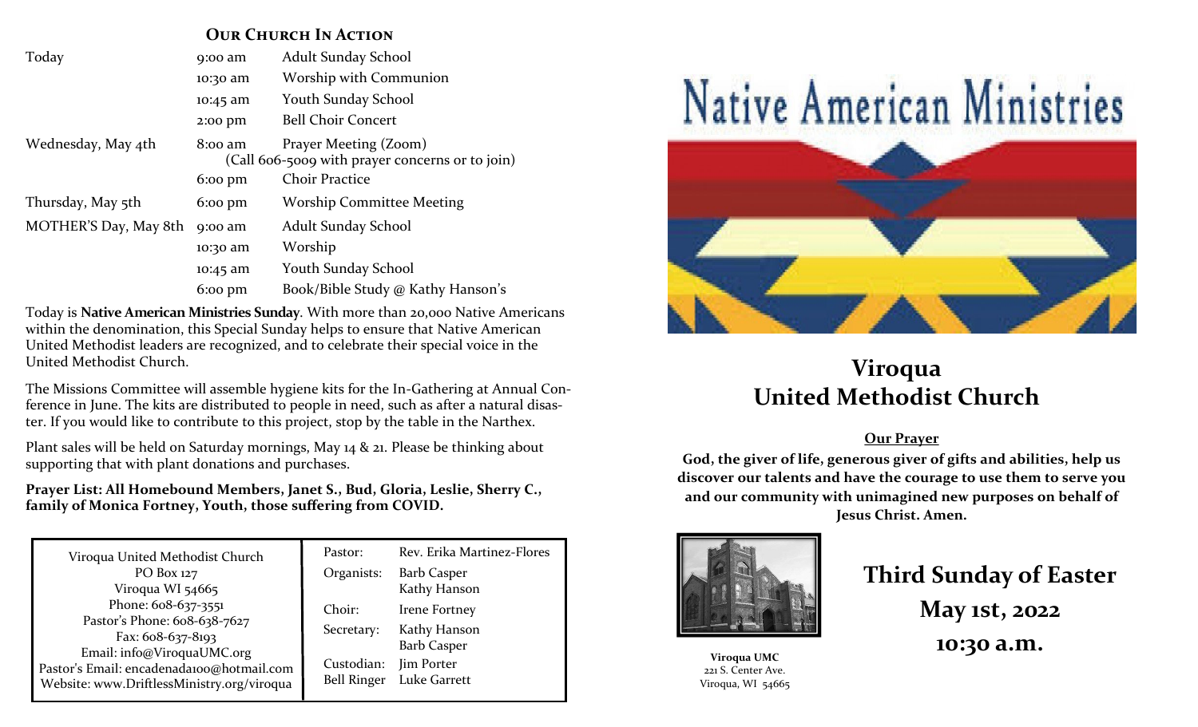## Our Church In Action

| | | |
|---|---|---|
| Today | 9:00 am | Adult Sunday School |
| | 10:30 am | Worship with Communion |
| | 10:45 am | Youth Sunday School |
| | 2:00 pm | Bell Choir Concert |
| Wednesday, May 4th | 8:00 am | Prayer Meeting (Zoom) (Call 606-5009 with prayer concerns or to join) |
| | 6:00 pm | Choir Practice |
| Thursday, May 5th | 6:00 pm | Worship Committee Meeting |
| MOTHER'S Day, May 8th | 9:00 am | Adult Sunday School |
| | 10:30 am | Worship |
| | 10:45 am | Youth Sunday School |
| | 6:00 pm | Book/Bible Study @ Kathy Hanson's |

Today is **Native American Ministries Sunday**. With more than 20,000 Native Americans within the denomination, this Special Sunday helps to ensure that Native American United Methodist leaders are recognized, and to celebrate their special voice in the United Methodist Church.

The Missions Committee will assemble hygiene kits for the In-Gathering at Annual Conference in June. The kits are distributed to people in need, such as after a natural disaster. If you would like to contribute to this project, stop by the table in the Narthex.

Plant sales will be held on Saturday mornings, May 14 & 21. Please be thinking about supporting that with plant donations and purchases.

**Prayer List: All Homebound Members, Janet S., Bud, Gloria, Leslie, Sherry C., family of Monica Fortney, Youth, those suffering from COVID.**

Viroqua United Methodist Church
PO Box 127
Viroqua WI 54665
Phone: 608-637-3551
Pastor's Phone: 608-638-7627
Fax: 608-637-8193
Email: info@ViroquaUMC.org
Pastor's Email: encadenada100@hotmail.com
Website: www.DriftlessMinistry.org/viroqua

| | |
|---|---|
| Pastor: | Rev. Erika Martinez-Flores |
| Organists: | Barb Casper, Kathy Hanson |
| Choir: | Irene Fortney |
| Secretary: | Kathy Hanson, Barb Casper |
| Custodian: | Jim Porter |
| Bell Ringer | Luke Garrett |

# Native American Ministries

# Viroqua United Methodist Church

**Our Prayer**

**God, the giver of life, generous giver of gifts and abilities, help us discover our talents and have the courage to use them to serve you and our community with unimagined new purposes on behalf of Jesus Christ. Amen.**

**Viroqua UMC**
221 S. Center Ave.
Viroqua, WI 54665

## Third Sunday of Easter

## May 1st, 2022

## 10:30 a.m.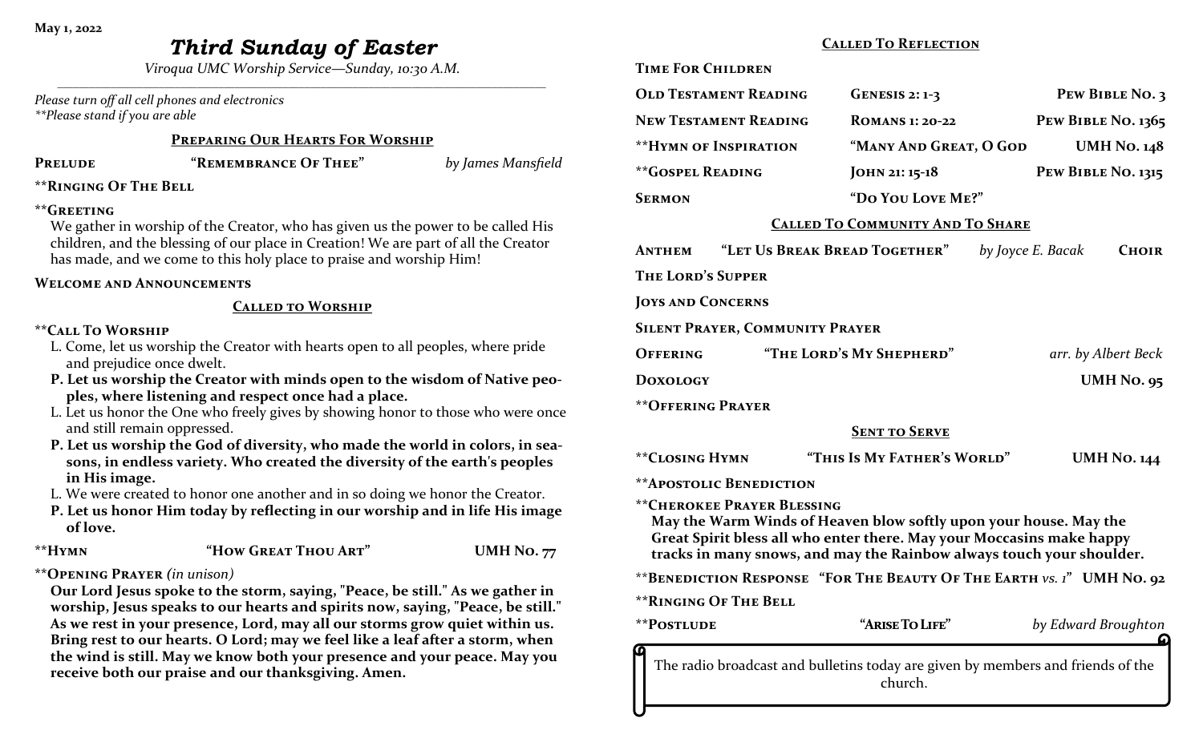May 1, 2022

# *Third Sunday of Easter*

*Viroqua UMC Worship Service—Sunday, 10:30 A.M.*

*Please turn off all cell phones and electronics*
*\*\*Please stand if you are able*

## Preparing Our Hearts For Worship

**Prelude** — "Remembrance Of Thee" — *by James Mansfield*

**\*\*Ringing Of The Bell**

**\*\*Greeting**

We gather in worship of the Creator, who has given us the power to be called His children, and the blessing of our place in Creation! We are part of all the Creator has made, and we come to this holy place to praise and worship Him!

**Welcome and Announcements**

## Called to Worship

**\*\*Call To Worship**

L. Come, let us worship the Creator with hearts open to all peoples, where pride and prejudice once dwelt.

**P. Let us worship the Creator with minds open to the wisdom of Native peoples, where listening and respect once had a place.**

L. Let us honor the One who freely gives by showing honor to those who were once and still remain oppressed.

**P. Let us worship the God of diversity, who made the world in colors, in seasons, in endless variety. Who created the diversity of the earth's peoples in His image.**

L. We were created to honor one another and in so doing we honor the Creator.

**P. Let us honor Him today by reflecting in our worship and in life His image of love.**

**\*\*Hymn** — "How Great Thou Art" — **UMH No. 77**

**\*\*Opening Prayer** *(in unison)*

**Our Lord Jesus spoke to the storm, saying, "Peace, be still." As we gather in worship, Jesus speaks to our hearts and spirits now, saying, "Peace, be still." As we rest in your presence, Lord, may all our storms grow quiet within us. Bring rest to our hearts. O Lord; may we feel like a leaf after a storm, when the wind is still. May we know both your presence and your peace. May you receive both our praise and our thanksgiving. Amen.**

## Called To Reflection

**Time For Children**

**Old Testament Reading** — **Genesis 2: 1-3** — **Pew Bible No. 3**

**New Testament Reading** — **Romans 1: 20-22** — **Pew Bible No. 1365**

**\*\*Hymn of Inspiration** — "Many And Great, O God" — **UMH No. 148**

**\*\*Gospel Reading** — **John 21: 15-18** — **Pew Bible No. 1315**

**Sermon** — "Do You Love Me?"

## Called To Community And To Share

**Anthem** — "Let Us Break Bread Together" — *by Joyce E. Bacak* — **Choir**

**The Lord's Supper**

**Joys and Concerns**

**Silent Prayer, Community Prayer**

**Offering** — "The Lord's My Shepherd" — *arr. by Albert Beck*

**Doxology** — **UMH No. 95**

**\*\*Offering Prayer**

## Sent to Serve

**\*\*Closing Hymn** — "This Is My Father's World" — **UMH No. 144**

**\*\*Apostolic Benediction**

**\*\*Cherokee Prayer Blessing**

**May the Warm Winds of Heaven blow softly upon your house. May the Great Spirit bless all who enter there. May your Moccasins make happy tracks in many snows, and may the Rainbow always touch your shoulder.**

**\*\*Benediction Response** — "For The Beauty Of The Earth *vs. 1*" — **UMH No. 92**

**\*\*Ringing Of The Bell**

**\*\*Postlude** — "Arise To Life" — *by Edward Broughton*

The radio broadcast and bulletins today are given by members and friends of the church.